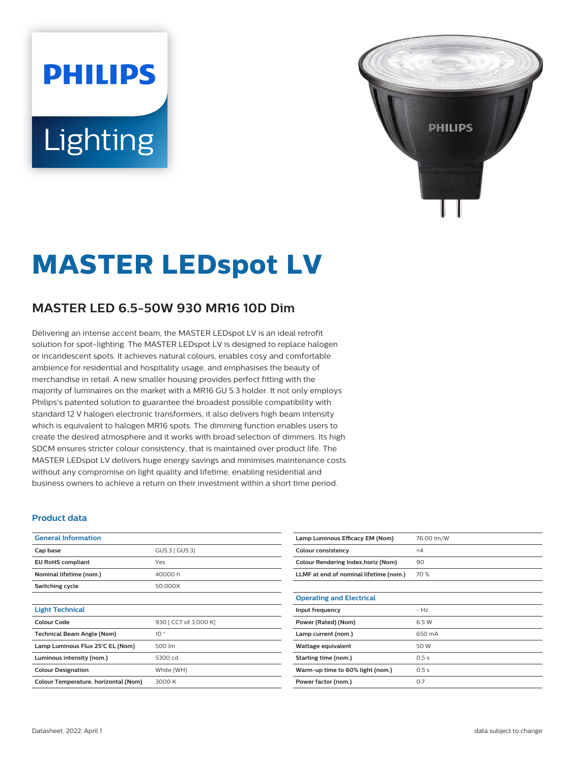# MASTER LEDspot LV

## MASTER LED 6.5-50W 930 MR16 10D Dim

Delivering an intense accent beam, the MASTER LEDspot LV is an ideal retrofit solution for spot-lighting. The MASTER LEDspot LV is designed to replace halogen or incandescent spots. It achieves natural colours, enables cosy and comfortable ambience for residential and hospitality usage, and emphasises the beauty of merchandise in retail. A new smaller housing provides perfect fitting with the majority of luminaires on the market with a MR16 GU 5.3 holder. It not only employs Philips's patented solution to guarantee the broadest possible compatibility with standard 12 V halogen electronic transformers, it also delivers high beam intensity which is equivalent to halogen MR16 spots. The dimming function enables users to create the desired atmosphere and it works with broad selection of dimmers. Its high SDCM ensures stricter colour consistency, that is maintained over product life. The MASTER LEDspot LV delivers huge energy savings and minimises maintenance costs without any compromise on light quality and lifetime, enabling residential and business owners to achieve a return on their investment within a short time period.

### Product data

| General Information | |
|---|---|
| Cap base | GU5.3 [ GU5.3] |
| EU RoHS compliant | Yes |
| Nominal lifetime (nom.) | 40000 h |
| Switching cycle | 50,000X |

| Light Technical | |
|---|---|
| Colour Code | 930 [ CCT of 3,000 K] |
| Technical Beam Angle (Nom) | 10 ° |
| Lamp Luminous Flux 25°C EL (Nom) | 500 lm |
| Luminous intensity (nom.) | 5300 cd |
| Colour Designation | White (WH) |
| Colour Temperature, horizontal (Nom) | 3000 K |
| Lamp Luminous Efficacy EM (Nom) | 76.00 lm/W |
| Colour consistency | <4 |
| Colour Rendering Index,horiz (Nom) | 90 |
| LLMF at end of nominal lifetime (nom.) | 70 % |

| Operating and Electrical | |
|---|---|
| Input frequency | - Hz |
| Power (Rated) (Nom) | 6.5 W |
| Lamp current (nom.) | 650 mA |
| Wattage equivalent | 50 W |
| Starting time (nom.) | 0.5 s |
| Warm-up time to 60% light (nom.) | 0.5 s |
| Power factor (nom.) | 0.7 |

Datasheet, 2022, April 1 &emsp; data subject to change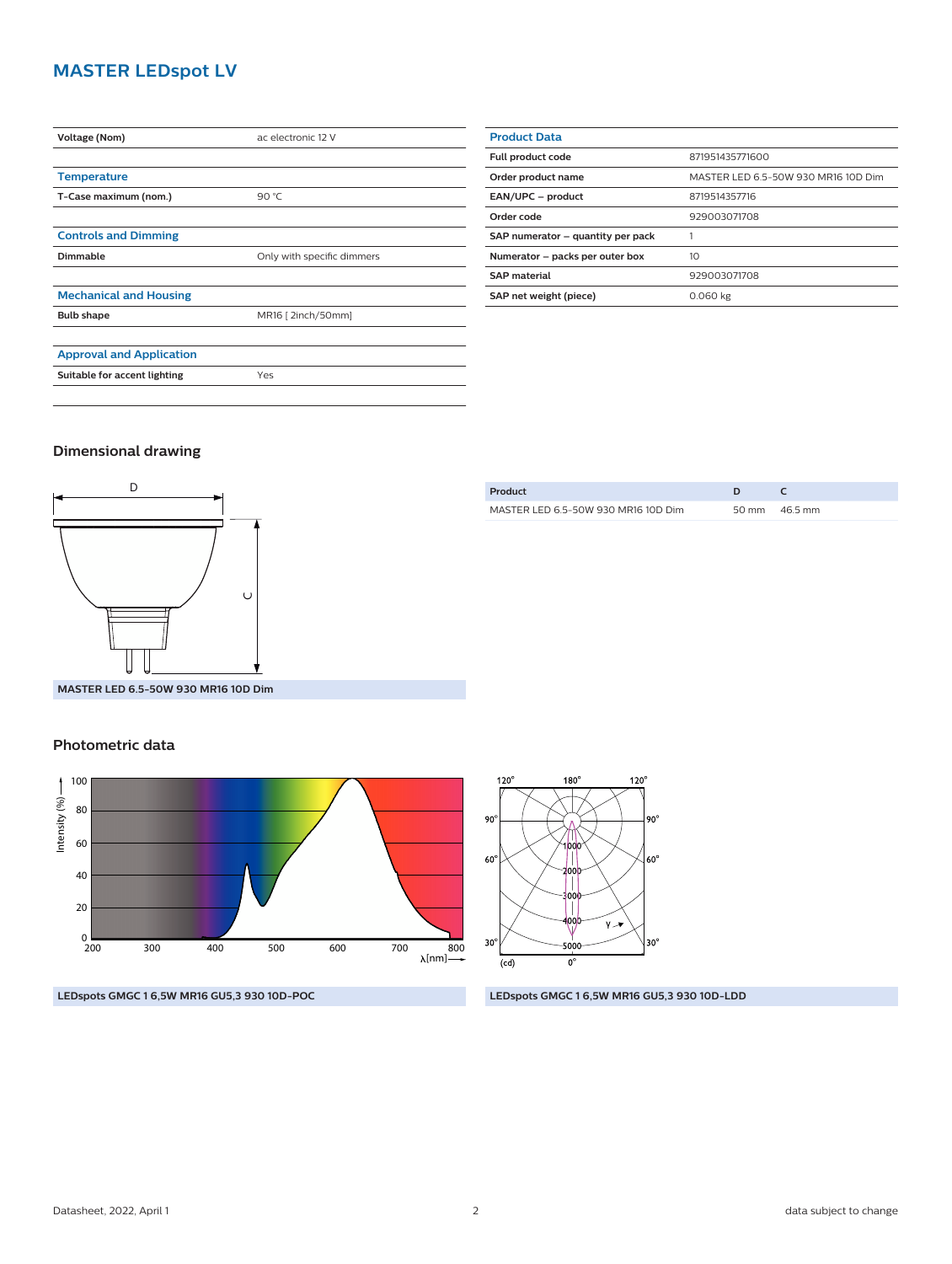# MASTER LEDspot LV

| Voltage (Nom) | ac electronic 12 V |
|---|---|

## Temperature

| T-Case maximum (nom.) | 90 °C |
|---|---|

## Controls and Dimming

| Dimmable | Only with specific dimmers |
|---|---|

## Mechanical and Housing

| Bulb shape | MR16 [ 2inch/50mm] |
|---|---|

## Approval and Application

| Suitable for accent lighting | Yes |
|---|---|

## Product Data

| Full product code | 871951435771600 |
|---|---|
| Order product name | MASTER LED 6.5-50W 930 MR16 10D Dim |
| EAN/UPC – product | 8719514357716 |
| Order code | 929003071708 |
| SAP numerator – quantity per pack | 1 |
| Numerator – packs per outer box | 10 |
| SAP material | 929003071708 |
| SAP net weight (piece) | 0.060 kg |

## Dimensional drawing

MASTER LED 6.5-50W 930 MR16 10D Dim

| Product | D | C |
|---|---|---|
| MASTER LED 6.5-50W 930 MR16 10D Dim | 50 mm | 46.5 mm |

## Photometric data

LEDspots GMGC 1 6,5W MR16 GU5,3 930 10D-POC

LEDspots GMGC 1 6,5W MR16 GU5,3 930 10D-LDD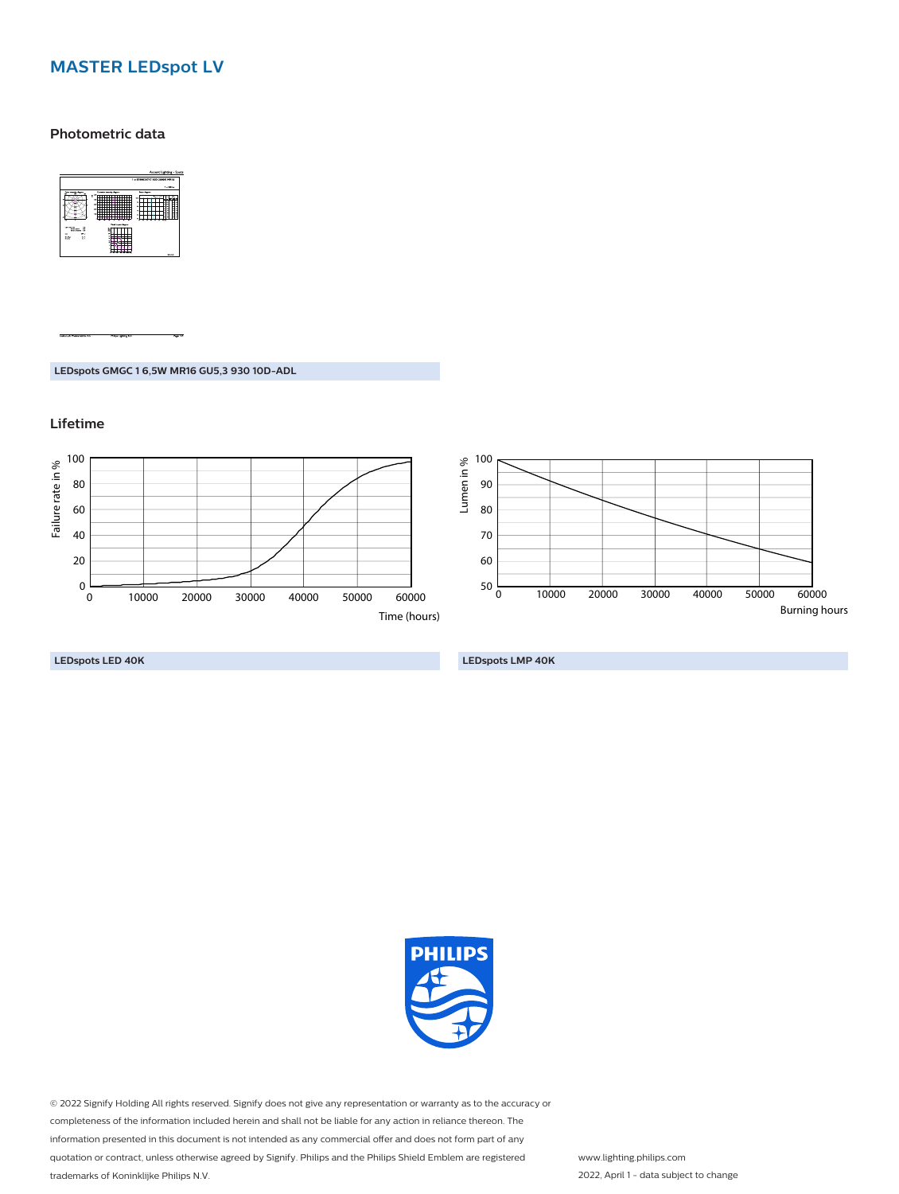# MASTER LEDspot LV

## Photometric data

LEDspots GMGC 1 6,5W MR16 GU5,3 930 10D-ADL

## Lifetime

Failure rate in %
100
80
60
40
20
0
0 10000 20000 30000 40000 50000 60000
Time (hours)

LEDspots LED 40K

Lumen in %
100
90
80
70
60
50
0 10000 20000 30000 40000 50000 60000
Burning hours

LEDspots LMP 40K

© 2022 Signify Holding All rights reserved. Signify does not give any representation or warranty as to the accuracy or completeness of the information included herein and shall not be liable for any action in reliance thereon. The information presented in this document is not intended as any commercial offer and does not form part of any quotation or contract, unless otherwise agreed by Signify. Philips and the Philips Shield Emblem are registered trademarks of Koninklijke Philips N.V.

www.lighting.philips.com

2022, April 1 - data subject to change